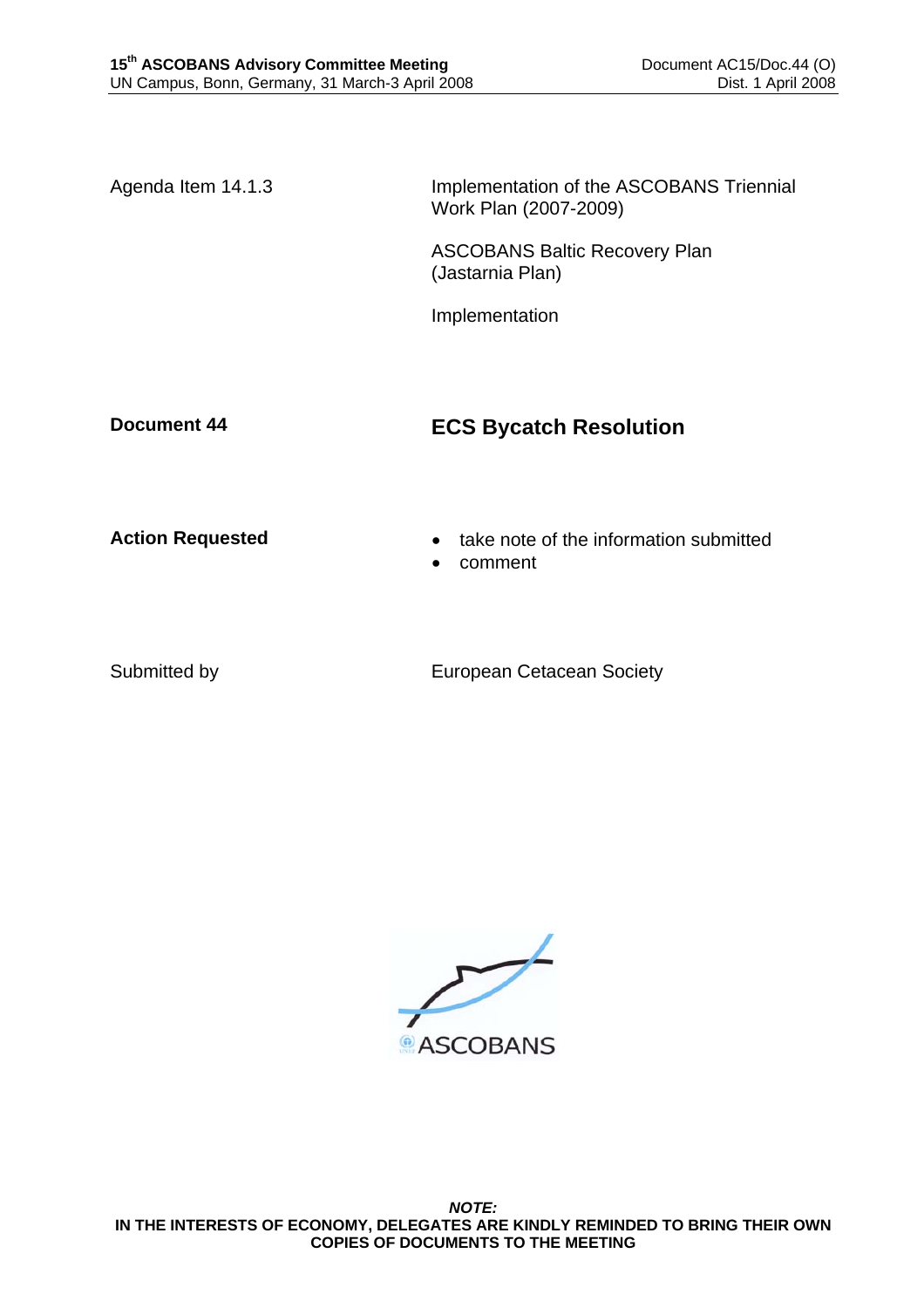Agenda Item 14.1.3

Implementation of the ASCOBANS Triennial Work Plan (2007-2009)

ASCOBANS Baltic Recovery Plan (Jastarnia Plan)

Implementation

**Document 44**

## ECS Bycatch Resolution

**Action Requested**

- take note of the information submitted
- comment

Submitted by

European Cetacean Society

ASCOBANS

***NOTE:***
**IN THE INTERESTS OF ECONOMY, DELEGATES ARE KINDLY REMINDED TO BRING THEIR OWN COPIES OF DOCUMENTS TO THE MEETING**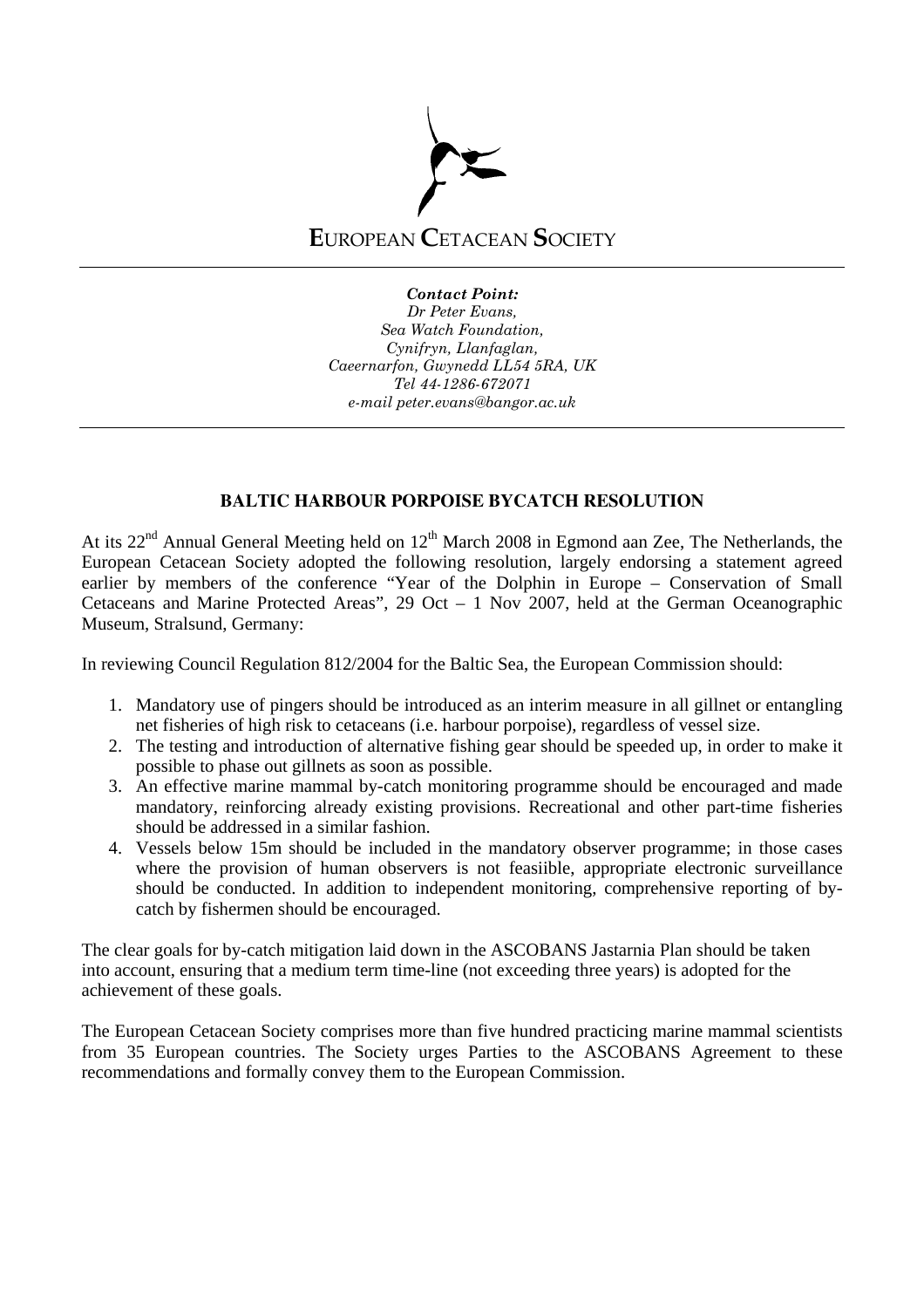# EUROPEAN CETACEAN SOCIETY

***Contact Point:***
*Dr Peter Evans,*
*Sea Watch Foundation,*
*Cynifryn, Llanfaglan,*
*Caeernarfon, Gwynedd LL54 5RA, UK*
*Tel 44-1286-672071*
*e-mail peter.evans@bangor.ac.uk*

---

## BALTIC HARBOUR PORPOISE BYCATCH RESOLUTION

At its 22nd Annual General Meeting held on 12th March 2008 in Egmond aan Zee, The Netherlands, the European Cetacean Society adopted the following resolution, largely endorsing a statement agreed earlier by members of the conference "Year of the Dolphin in Europe – Conservation of Small Cetaceans and Marine Protected Areas", 29 Oct – 1 Nov 2007, held at the German Oceanographic Museum, Stralsund, Germany:

In reviewing Council Regulation 812/2004 for the Baltic Sea, the European Commission should:

1. Mandatory use of pingers should be introduced as an interim measure in all gillnet or entangling net fisheries of high risk to cetaceans (i.e. harbour porpoise), regardless of vessel size.
2. The testing and introduction of alternative fishing gear should be speeded up, in order to make it possible to phase out gillnets as soon as possible.
3. An effective marine mammal by-catch monitoring programme should be encouraged and made mandatory, reinforcing already existing provisions. Recreational and other part-time fisheries should be addressed in a similar fashion.
4. Vessels below 15m should be included in the mandatory observer programme; in those cases where the provision of human observers is not feasiible, appropriate electronic surveillance should be conducted. In addition to independent monitoring, comprehensive reporting of by-catch by fishermen should be encouraged.

The clear goals for by-catch mitigation laid down in the ASCOBANS Jastarnia Plan should be taken into account, ensuring that a medium term time-line (not exceeding three years) is adopted for the achievement of these goals.

The European Cetacean Society comprises more than five hundred practicing marine mammal scientists from 35 European countries. The Society urges Parties to the ASCOBANS Agreement to these recommendations and formally convey them to the European Commission.